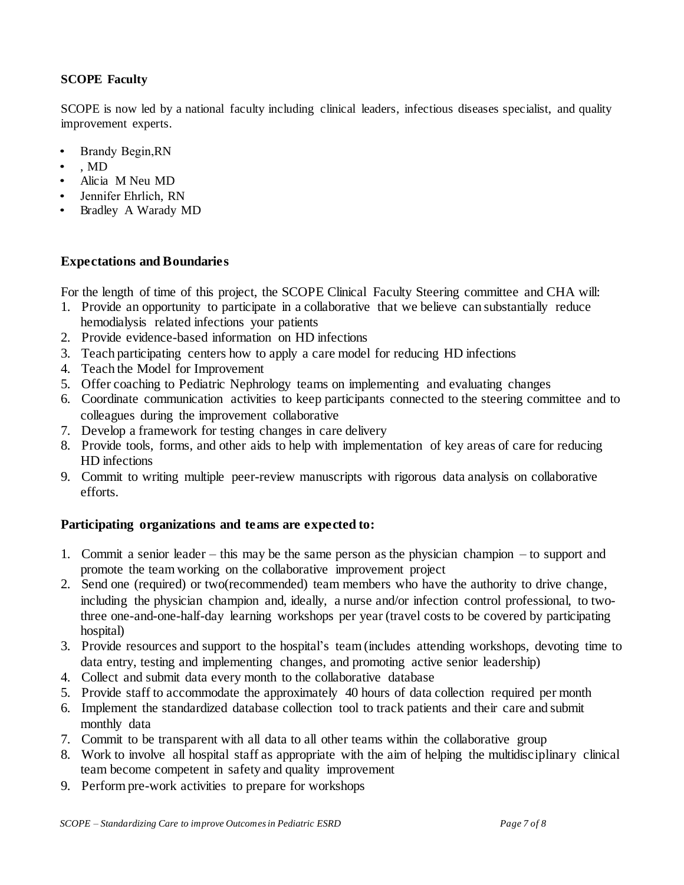**SCOPE Faculty**

SCOPE is now led by a national faculty including clinical leaders, infectious diseases specialist, and quality improvement experts.

- Brandy Begin,RN
- , MD
- Alicia M Neu MD
- Jennifer Ehrlich, RN
- Bradley A Warady MD

**Expectations and Boundaries**

For the length of time of this project, the SCOPE Clinical Faculty Steering committee and CHA will:

1. Provide an opportunity to participate in a collaborative that we believe can substantially reduce hemodialysis related infections your patients
2. Provide evidence-based information on HD infections
3. Teach participating centers how to apply a care model for reducing HD infections
4. Teach the Model for Improvement
5. Offer coaching to Pediatric Nephrology teams on implementing and evaluating changes
6. Coordinate communication activities to keep participants connected to the steering committee and to colleagues during the improvement collaborative
7. Develop a framework for testing changes in care delivery
8. Provide tools, forms, and other aids to help with implementation of key areas of care for reducing HD infections
9. Commit to writing multiple peer-review manuscripts with rigorous data analysis on collaborative efforts.

**Participating organizations and teams are expected to:**

1. Commit a senior leader – this may be the same person as the physician champion – to support and promote the team working on the collaborative improvement project
2. Send one (required) or two(recommended) team members who have the authority to drive change, including the physician champion and, ideally, a nurse and/or infection control professional, to two-three one-and-one-half-day learning workshops per year (travel costs to be covered by participating hospital)
3. Provide resources and support to the hospital's team (includes attending workshops, devoting time to data entry, testing and implementing changes, and promoting active senior leadership)
4. Collect and submit data every month to the collaborative database
5. Provide staff to accommodate the approximately 40 hours of data collection required per month
6. Implement the standardized database collection tool to track patients and their care and submit monthly data
7. Commit to be transparent with all data to all other teams within the collaborative group
8. Work to involve all hospital staff as appropriate with the aim of helping the multidisciplinary clinical team become competent in safety and quality improvement
9. Perform pre-work activities to prepare for workshops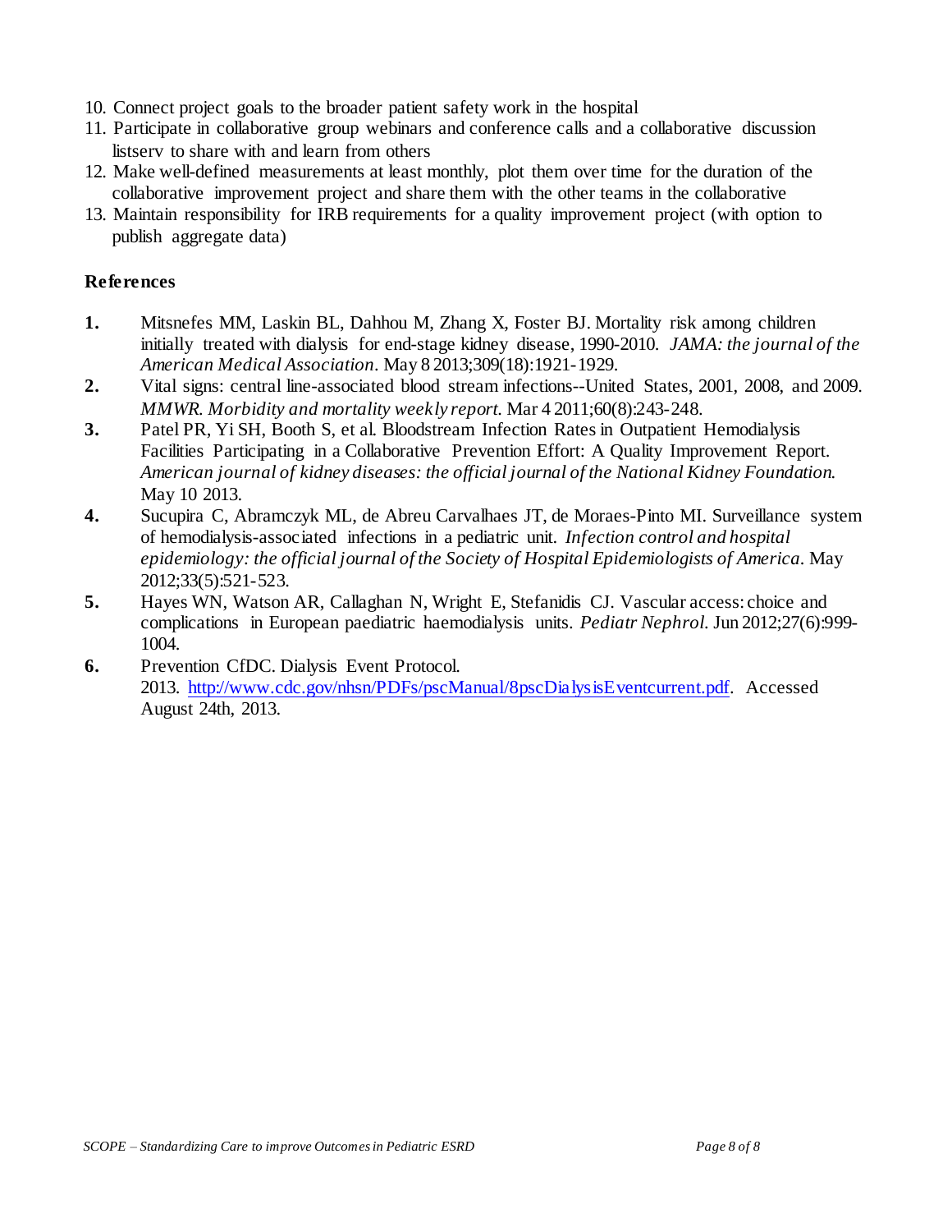10. Connect project goals to the broader patient safety work in the hospital
11. Participate in collaborative group webinars and conference calls and a collaborative discussion listserv to share with and learn from others
12. Make well-defined measurements at least monthly, plot them over time for the duration of the collaborative improvement project and share them with the other teams in the collaborative
13. Maintain responsibility for IRB requirements for a quality improvement project (with option to publish aggregate data)

## References

**1.** Mitsnefes MM, Laskin BL, Dahhou M, Zhang X, Foster BJ. Mortality risk among children initially treated with dialysis for end-stage kidney disease, 1990-2010. *JAMA: the journal of the American Medical Association*. May 8 2013;309(18):1921-1929.

**2.** Vital signs: central line-associated blood stream infections--United States, 2001, 2008, and 2009. *MMWR. Morbidity and mortality weekly report.* Mar 4 2011;60(8):243-248.

**3.** Patel PR, Yi SH, Booth S, et al. Bloodstream Infection Rates in Outpatient Hemodialysis Facilities Participating in a Collaborative Prevention Effort: A Quality Improvement Report. *American journal of kidney diseases: the official journal of the National Kidney Foundation.* May 10 2013.

**4.** Sucupira C, Abramczyk ML, de Abreu Carvalhaes JT, de Moraes-Pinto MI. Surveillance system of hemodialysis-associated infections in a pediatric unit. *Infection control and hospital epidemiology: the official journal of the Society of Hospital Epidemiologists of America*. May 2012;33(5):521-523.

**5.** Hayes WN, Watson AR, Callaghan N, Wright E, Stefanidis CJ. Vascular access: choice and complications in European paediatric haemodialysis units. *Pediatr Nephrol.* Jun 2012;27(6):999-1004.

**6.** Prevention CfDC. Dialysis Event Protocol. 2013. http://www.cdc.gov/nhsn/PDFs/pscManual/8pscDialysisEventcurrent.pdf. Accessed August 24th, 2013.